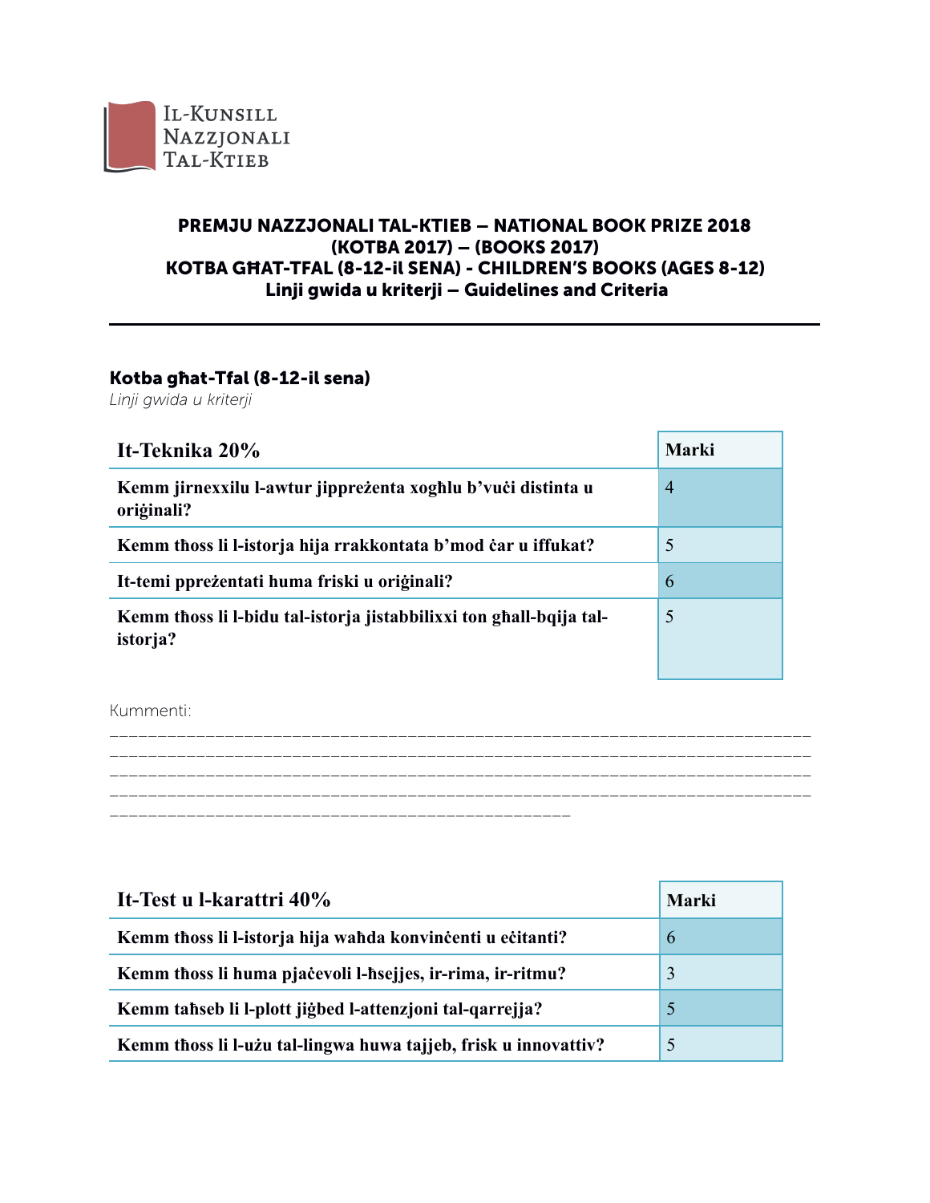Il-Kunsill Nazzjonali Tal-Ktieb

# PREMJU NAZZJONALI TAL-KTIEB – NATIONAL BOOK PRIZE 2018
# (KOTBA 2017) – (BOOKS 2017)
# KOTBA GĦAT-TFAL (8-12-il SENA) - CHILDREN'S BOOKS (AGES 8-12)
# Linji gwida u kriterji – Guidelines and Criteria

## Kotba għat-Tfal (8-12-il sena)

*Linji gwida u kriterji*

| It-Teknika 20% | Marki |
|---|---|
| Kemm jirnexxilu l-awtur jippreżenta xogħlu b'vuċi distinta u oriġinali? | 4 |
| Kemm tħoss li l-istorja hija rrakkontata b'mod ċar u iffukat? | 5 |
| It-temi ppreżentati huma friski u oriġinali? | 6 |
| Kemm tħoss li l-bidu tal-istorja jistabbilixxi ton għall-bqija tal-istorja? | 5 |

Kummenti:

___________________________________________________________________________
___________________________________________________________________________
___________________________________________________________________________
___________________________________________________________________________
_________________________________________________

| It-Test u l-karattri 40% | Marki |
|---|---|
| Kemm tħoss li l-istorja hija waħda konvinċenti u eċitanti? | 6 |
| Kemm tħoss li huma pjaċevoli l-ħsejjes, ir-rima, ir-ritmu? | 3 |
| Kemm taħseb li l-plott jiġbed l-attenzjoni tal-qarrejja? | 5 |
| Kemm tħoss li l-użu tal-lingwa huwa tajjeb, frisk u innovattiv? | 5 |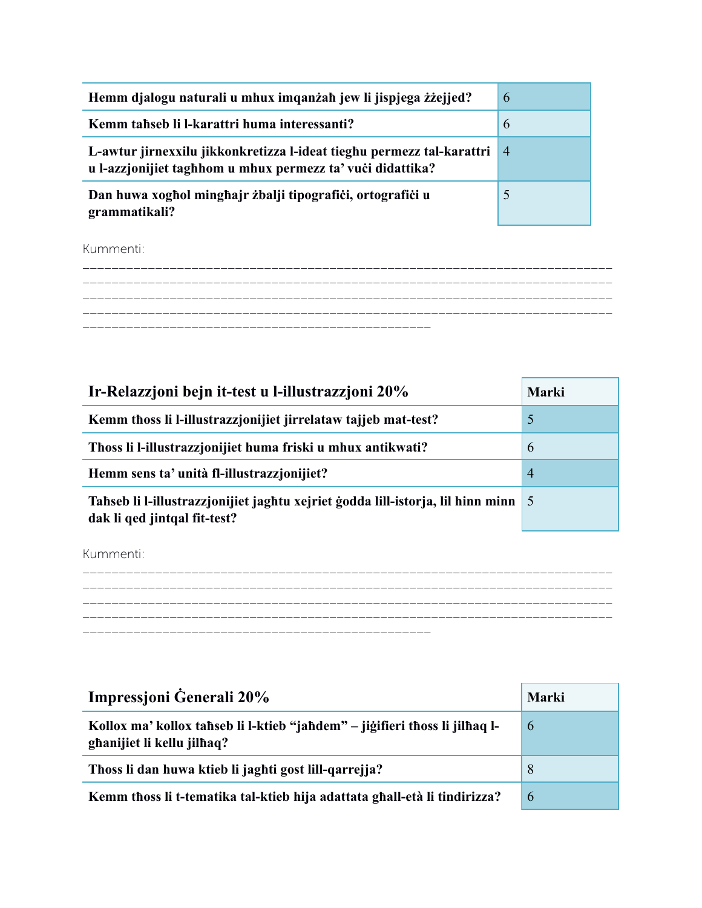| | |
|---|---|
| **Hemm djalogu naturali u mhux imqanżaħ jew li jispjega żżejjed?** | 6 |
| **Kemm taħseb li l-karattri huma interessanti?** | 6 |
| **L-awtur jirnexxilu jikkonkretizza l-ideat tiegħu permezz tal-karattri u l-azzjonijiet tagħhom u mhux permezz ta' vuċi didattika?** | 4 |
| **Dan huwa xogħol mingħajr żbalji tipografiċi, ortografiċi u grammatikali?** | 5 |

Kummenti:
\_\_\_\_\_\_\_\_\_\_\_\_\_\_\_\_\_\_\_\_\_\_\_\_\_\_\_\_\_\_\_\_\_\_\_\_\_\_\_\_\_\_\_\_\_\_\_\_\_\_\_\_\_\_\_\_\_\_\_\_\_\_\_\_\_\_\_\_\_\_\_\_\_\_\_\_\_\_\_\_\_\_\_\_\_\_\_\_\_\_\_\_\_\_\_\_\_\_\_\_\_\_\_\_\_\_\_\_\_\_\_\_\_\_\_\_\_\_\_\_\_\_\_\_\_\_\_\_\_\_\_\_\_\_\_\_\_\_\_\_\_\_\_\_\_\_\_\_\_\_\_\_\_\_\_\_\_\_\_\_\_\_\_\_\_\_\_\_\_\_\_\_\_\_\_\_\_\_\_\_\_\_\_\_\_\_\_\_\_\_\_\_\_\_\_\_\_\_\_\_\_\_\_\_\_\_\_\_\_\_\_\_\_\_\_\_\_\_\_\_\_\_\_\_\_\_\_\_\_\_\_\_\_\_\_\_\_\_\_\_\_\_\_\_\_\_\_\_\_\_\_\_\_\_\_\_\_\_\_\_\_\_\_\_\_\_\_\_\_\_\_\_\_\_\_\_\_\_\_\_\_\_\_\_\_\_\_\_\_\_\_\_\_\_\_\_\_\_\_\_\_\_\_\_\_\_\_\_\_\_\_\_\_\_\_\_\_\_\_\_\_\_\_\_\_\_\_\_\_\_\_\_\_\_\_\_\_\_\_\_\_\_\_\_\_\_\_\_\_\_\_\_\_\_\_\_\_\_\_\_\_\_\_\_\_\_

| **Ir-Relazzjoni bejn it-test u l-illustrazzjoni 20%** | **Marki** |
|---|---|
| **Kemm tħoss li l-illustrazzjonijiet jirrelataw tajjeb mat-test?** | 5 |
| **Tħoss li l-illustrazzjonijiet huma friski u mhux antikwati?** | 6 |
| **Hemm sens ta' unità fl-illustrazzjonijiet?** | 4 |
| **Taħseb li l-illustrazzjonijiet jagħtu xejriet ġodda lill-istorja, lil hinn minn dak li qed jintqal fit-test?** | 5 |

Kummenti:
\_\_\_\_\_\_\_\_\_\_\_\_\_\_\_\_\_\_\_\_\_\_\_\_\_\_\_\_\_\_\_\_\_\_\_\_\_\_\_\_\_\_\_\_\_\_\_\_\_\_\_\_\_\_\_\_\_\_\_\_\_\_\_\_\_\_\_\_\_\_\_\_\_\_\_\_\_\_\_\_\_\_\_\_\_\_\_\_\_\_\_\_\_\_\_\_\_\_\_\_\_\_\_\_\_\_\_\_\_\_\_\_\_\_\_\_\_\_\_\_\_\_\_\_\_\_\_\_\_\_\_\_\_\_\_\_\_\_\_\_\_\_\_\_\_\_\_\_\_\_\_\_\_\_\_\_\_\_\_\_\_\_\_\_\_\_\_\_\_\_\_\_\_\_\_\_\_\_\_\_\_\_\_\_\_\_\_\_\_\_\_\_\_\_\_\_\_\_\_\_\_\_\_\_\_\_\_\_\_\_\_\_\_\_\_\_\_\_\_\_\_\_\_\_\_\_\_\_\_\_\_\_\_\_\_\_\_\_\_\_\_\_\_\_\_\_\_\_\_\_\_\_\_\_\_\_\_\_\_\_\_\_\_\_\_\_\_\_\_\_\_\_\_\_\_\_\_\_\_\_\_\_\_\_\_\_\_\_\_\_\_\_\_\_\_\_\_\_\_\_\_\_\_\_\_\_\_\_\_\_\_\_\_\_\_\_\_\_\_\_\_\_\_\_\_\_\_\_\_\_\_\_\_\_\_\_\_\_\_\_\_\_\_\_\_\_\_\_\_\_\_\_\_\_\_\_\_\_\_\_\_\_\_\_\_\_\_\_\_\_

| **Impressjoni Ġenerali 20%** | **Marki** |
|---|---|
| **Kollox ma' kollox taħseb li l-ktieb "jaħdem" – jiġifieri tħoss li jilħaq l-għanijiet li kellu jilħaq?** | 6 |
| **Tħoss li dan huwa ktieb li jagħti gost lill-qarrejja?** | 8 |
| **Kemm tħoss li t-tematika tal-ktieb hija adattata għall-età li tindirizza?** | 6 |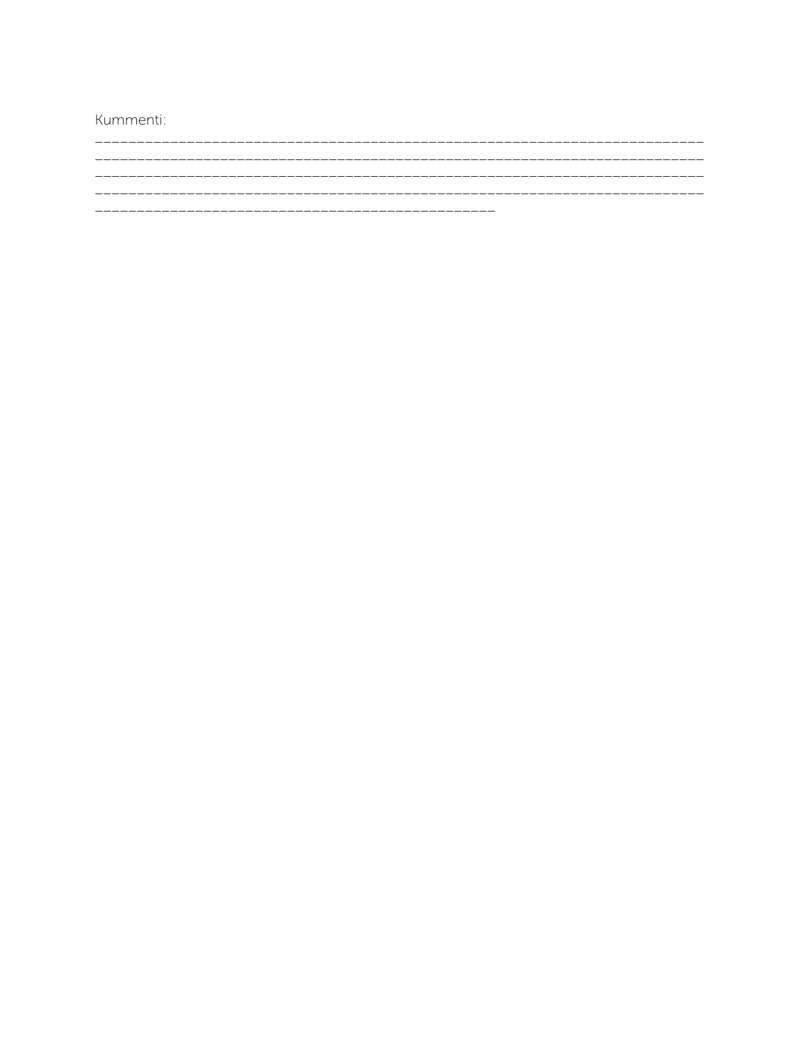Kummenti:

___________________________________________________________________________

___________________________________________________________________________

___________________________________________________________________________

___________________________________________________________________________

__________________________________________________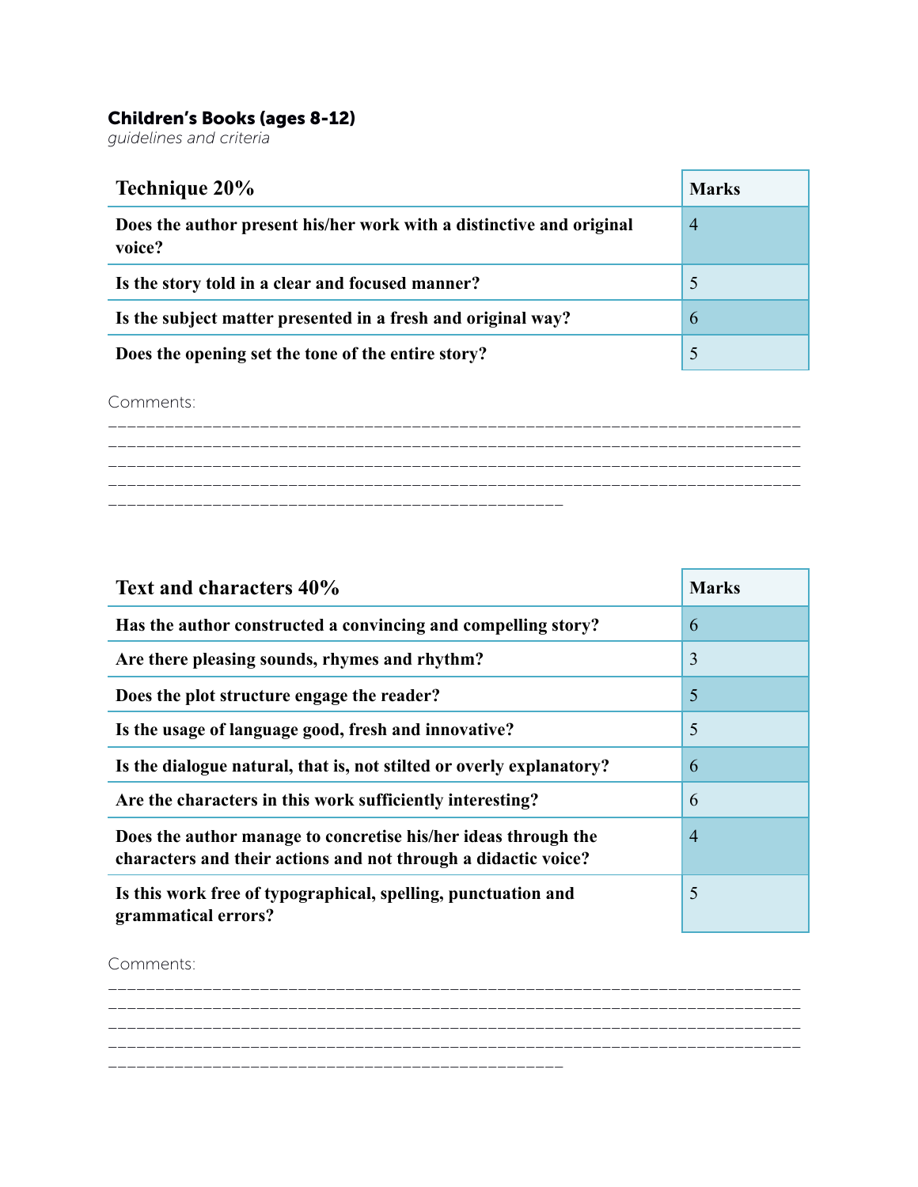**Children's Books (ages 8-12)**
*guidelines and criteria*

| Technique 20% | Marks |
| --- | --- |
| **Does the author present his/her work with a distinctive and original voice?** | 4 |
| **Is the story told in a clear and focused manner?** | 5 |
| **Is the subject matter presented in a fresh and original way?** | 6 |
| **Does the opening set the tone of the entire story?** | 5 |

Comments:
________________________________________________________________________
________________________________________________________________________
________________________________________________________________________
________________________________________________________________________
_______________________________________________

| Text and characters 40% | Marks |
| --- | --- |
| **Has the author constructed a convincing and compelling story?** | 6 |
| **Are there pleasing sounds, rhymes and rhythm?** | 3 |
| **Does the plot structure engage the reader?** | 5 |
| **Is the usage of language good, fresh and innovative?** | 5 |
| **Is the dialogue natural, that is, not stilted or overly explanatory?** | 6 |
| **Are the characters in this work sufficiently interesting?** | 6 |
| **Does the author manage to concretise his/her ideas through the characters and their actions and not through a didactic voice?** | 4 |
| **Is this work free of typographical, spelling, punctuation and grammatical errors?** | 5 |

Comments:
________________________________________________________________________
________________________________________________________________________
________________________________________________________________________
________________________________________________________________________
_______________________________________________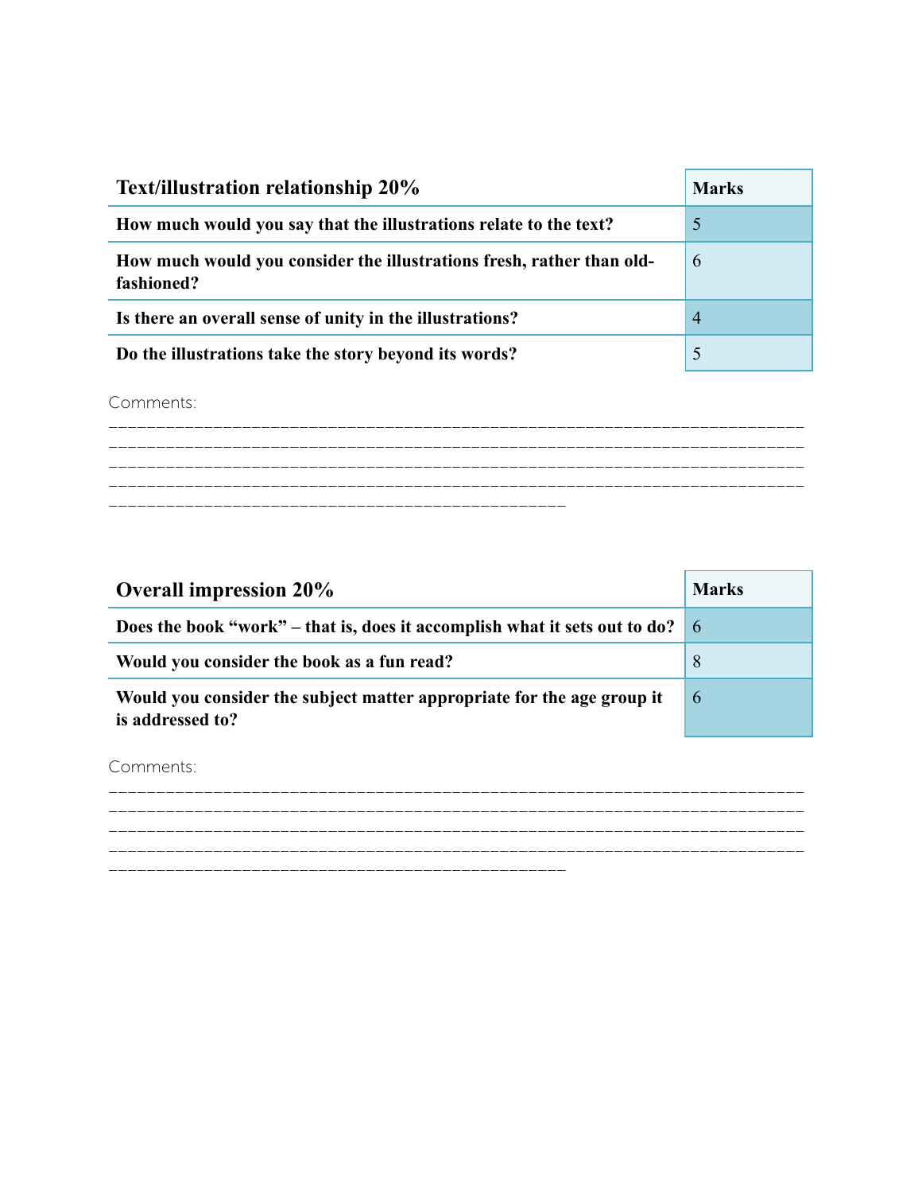| Text/illustration relationship 20% | Marks |
|---|---|
| How much would you say that the illustrations relate to the text? | 5 |
| How much would you consider the illustrations fresh, rather than old-fashioned? | 6 |
| Is there an overall sense of unity in the illustrations? | 4 |
| Do the illustrations take the story beyond its words? | 5 |

Comments:
_______________________________________________________________________
_______________________________________________________________________
_______________________________________________________________________
_______________________________________________________________________
_______________________________________________

| Overall impression 20% | Marks |
|---|---|
| Does the book "work" – that is, does it accomplish what it sets out to do? | 6 |
| Would you consider the book as a fun read? | 8 |
| Would you consider the subject matter appropriate for the age group it is addressed to? | 6 |

Comments:
_______________________________________________________________________
_______________________________________________________________________
_______________________________________________________________________
_______________________________________________________________________
_______________________________________________